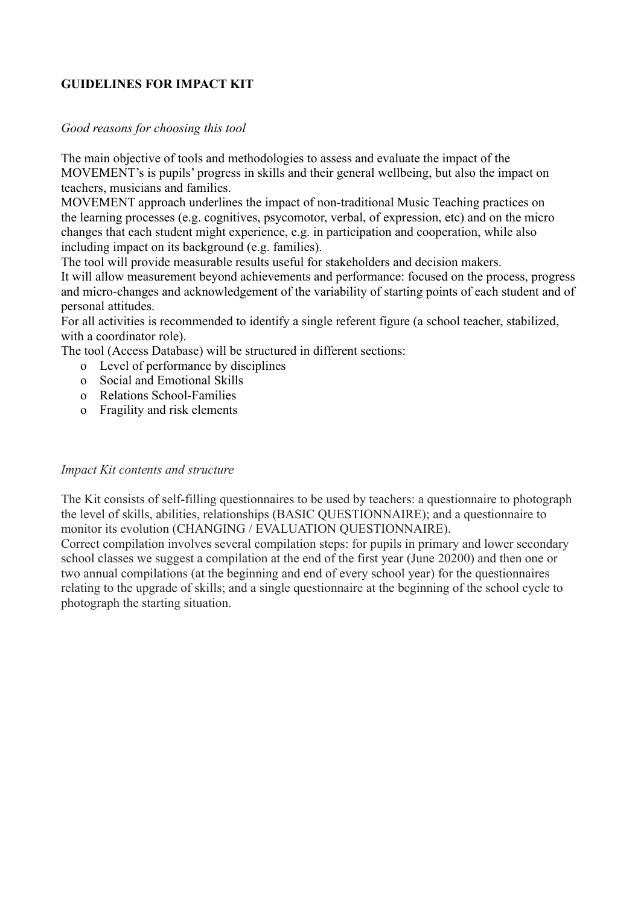**GUIDELINES FOR IMPACT KIT**

*Good reasons for choosing this tool*

The main objective of tools and methodologies to assess and evaluate the impact of the MOVEMENT's is pupils' progress in skills and their general wellbeing, but also the impact on teachers, musicians and families.

MOVEMENT approach underlines the impact of non-traditional Music Teaching practices on the learning processes (e.g. cognitives, psycomotor, verbal, of expression, etc) and on the micro changes that each student might experience, e.g. in participation and cooperation, while also including impact on its background (e.g. families).

The tool will provide measurable results useful for stakeholders and decision makers.

It will allow measurement beyond achievements and performance: focused on the process, progress and micro-changes and acknowledgement of the variability of starting points of each student and of personal attitudes.

For all activities is recommended to identify a single referent figure (a school teacher, stabilized, with a coordinator role).

The tool (Access Database) will be structured in different sections:

- Level of performance by disciplines
- Social and Emotional Skills
- Relations School-Families
- Fragility and risk elements

*Impact Kit contents and structure*

The Kit consists of self-filling questionnaires to be used by teachers: a questionnaire to photograph the level of skills, abilities, relationships (BASIC QUESTIONNAIRE); and a questionnaire to monitor its evolution (CHANGING / EVALUATION QUESTIONNAIRE).

Correct compilation involves several compilation steps: for pupils in primary and lower secondary school classes we suggest a compilation at the end of the first year (June 20200) and then one or two annual compilations (at the beginning and end of every school year) for the questionnaires relating to the upgrade of skills; and a single questionnaire at the beginning of the school cycle to photograph the starting situation.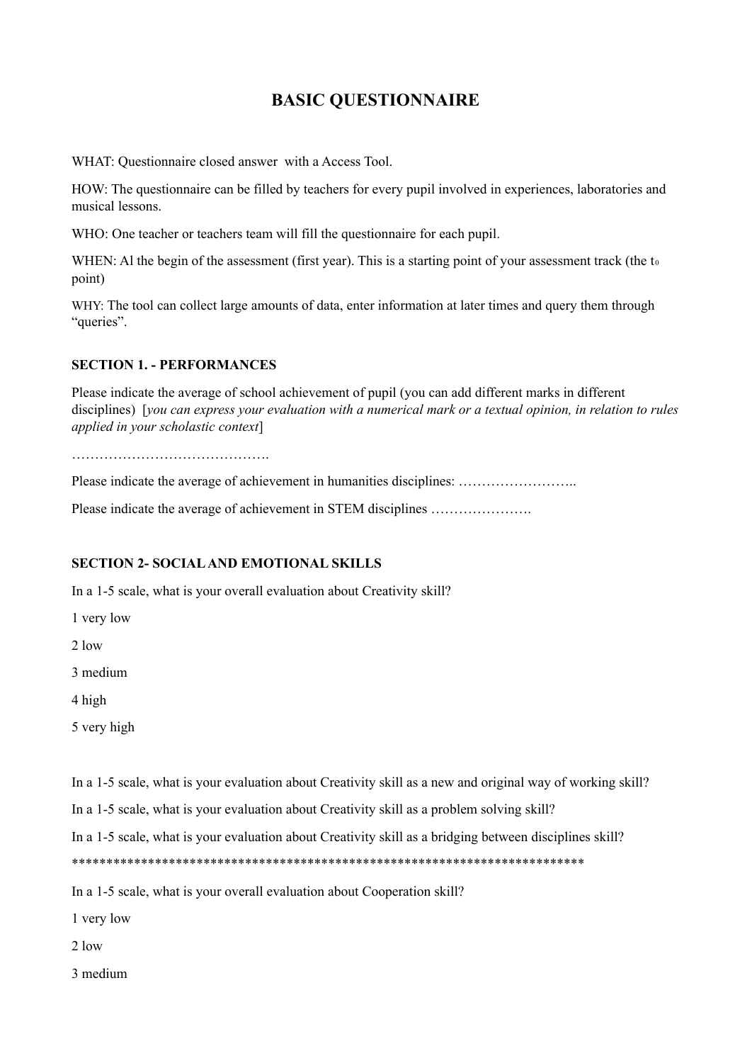# BASIC QUESTIONNAIRE

WHAT: Questionnaire closed answer  with a Access Tool.

HOW: The questionnaire can be filled by teachers for every pupil involved in experiences, laboratories and musical lessons.

WHO: One teacher or teachers team will fill the questionnaire for each pupil.

WHEN: Al the begin of the assessment (first year). This is a starting point of your assessment track (the $t_0$ point)

WHY: The tool can collect large amounts of data, enter information at later times and query them through "queries".

### SECTION 1. - PERFORMANCES

Please indicate the average of school achievement of pupil (you can add different marks in different disciplines)  [*you can express your evaluation with a numerical mark or a textual opinion, in relation to rules applied in your scholastic context*]

…………………………………….

Please indicate the average of achievement in humanities disciplines: ……………………..

Please indicate the average of achievement in STEM disciplines ………………….

### SECTION 2- SOCIAL AND EMOTIONAL SKILLS

In a 1-5 scale, what is your overall evaluation about Creativity skill?

1 very low

2 low

3 medium

4 high

5 very high

In a 1-5 scale, what is your evaluation about Creativity skill as a new and original way of working skill?

In a 1-5 scale, what is your evaluation about Creativity skill as a problem solving skill?

In a 1-5 scale, what is your evaluation about Creativity skill as a bridging between disciplines skill?

**************************************************************************

In a 1-5 scale, what is your overall evaluation about Cooperation skill?

1 very low

2 low

3 medium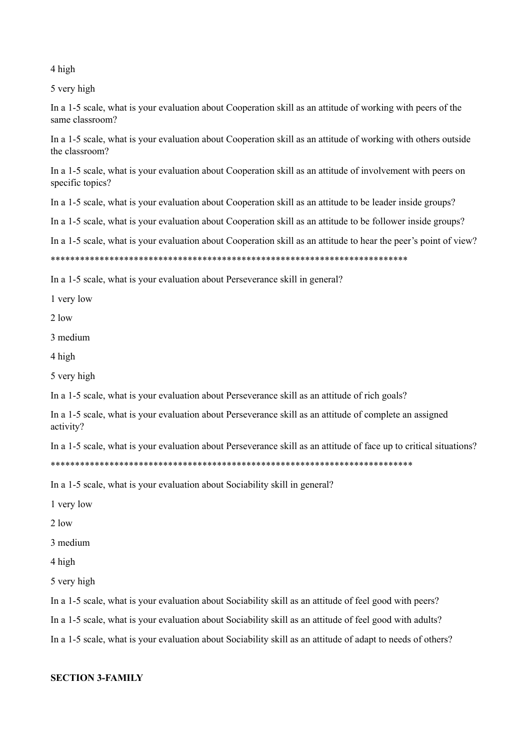4 high

5 very high

In a 1-5 scale, what is your evaluation about Cooperation skill as an attitude of working with peers of the same classroom?

In a 1-5 scale, what is your evaluation about Cooperation skill as an attitude of working with others outside the classroom?

In a 1-5 scale, what is your evaluation about Cooperation skill as an attitude of involvement with peers on specific topics?

In a 1-5 scale, what is your evaluation about Cooperation skill as an attitude to be leader inside groups?

In a 1-5 scale, what is your evaluation about Cooperation skill as an attitude to be follower inside groups?

In a 1-5 scale, what is your evaluation about Cooperation skill as an attitude to hear the peer's point of view?

***************************************************************************

In a 1-5 scale, what is your evaluation about Perseverance skill in general?

1 very low

2 low

3 medium

4 high

5 very high

In a 1-5 scale, what is your evaluation about Perseverance skill as an attitude of rich goals?

In a 1-5 scale, what is your evaluation about Perseverance skill as an attitude of complete an assigned activity?

In a 1-5 scale, what is your evaluation about Perseverance skill as an attitude of face up to critical situations?

****************************************************************************

In a 1-5 scale, what is your evaluation about Sociability skill in general?

1 very low

2 low

3 medium

4 high

5 very high

In a 1-5 scale, what is your evaluation about Sociability skill as an attitude of feel good with peers?

In a 1-5 scale, what is your evaluation about Sociability skill as an attitude of feel good with adults?

In a 1-5 scale, what is your evaluation about Sociability skill as an attitude of adapt to needs of others?

**SECTION 3-FAMILY**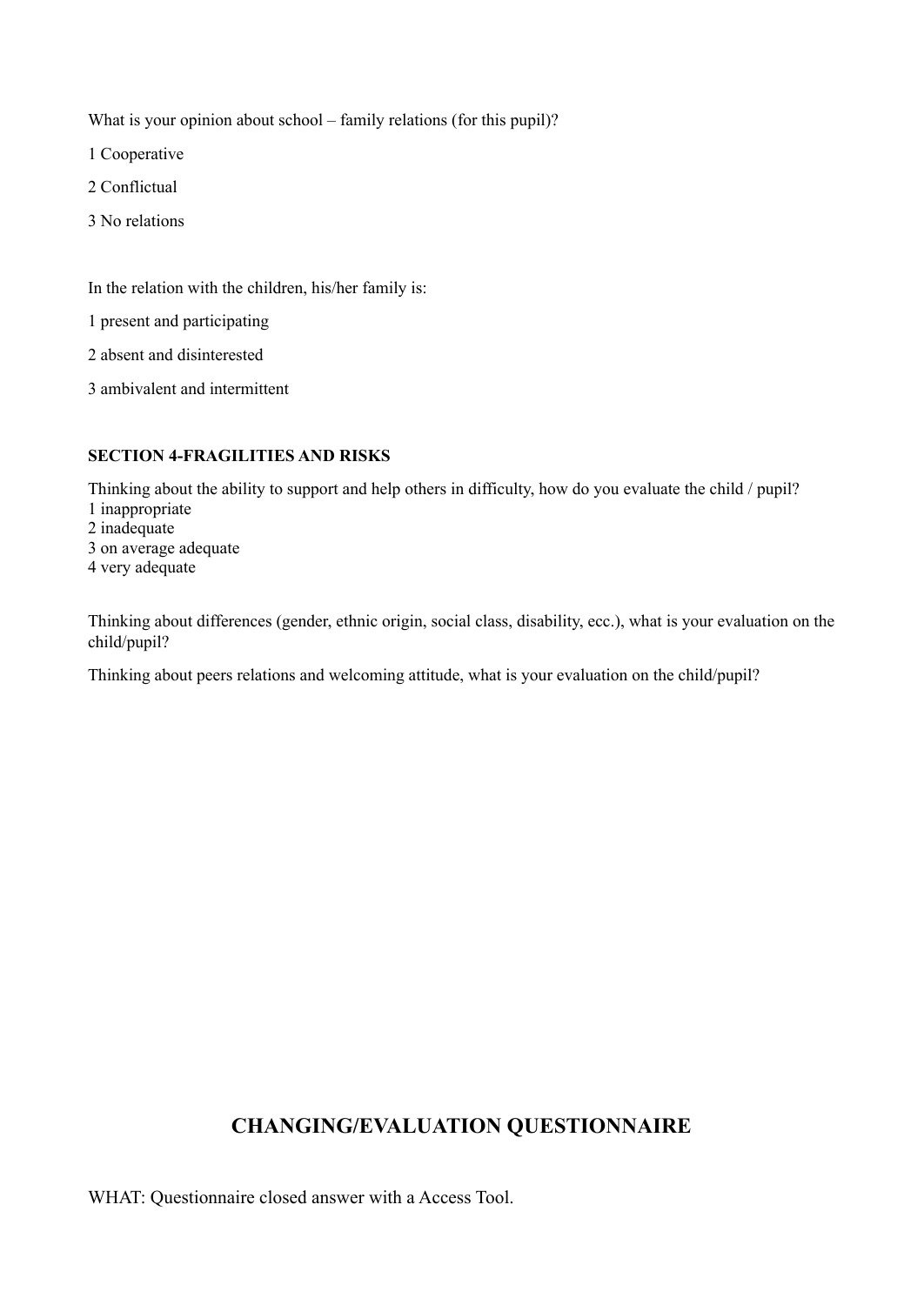What is your opinion about school – family relations (for this pupil)?

1 Cooperative

2 Conflictual

3 No relations

In the relation with the children, his/her family is:

1 present and participating

2 absent and disinterested

3 ambivalent and intermittent

**SECTION 4-FRAGILITIES AND RISKS**

Thinking about the ability to support and help others in difficulty, how do you evaluate the child / pupil?
1 inappropriate
2 inadequate
3 on average adequate
4 very adequate

Thinking about differences (gender, ethnic origin, social class, disability, ecc.), what is your evaluation on the child/pupil?

Thinking about peers relations and welcoming attitude, what is your evaluation on the child/pupil?

## CHANGING/EVALUATION QUESTIONNAIRE

WHAT: Questionnaire closed answer with a Access Tool.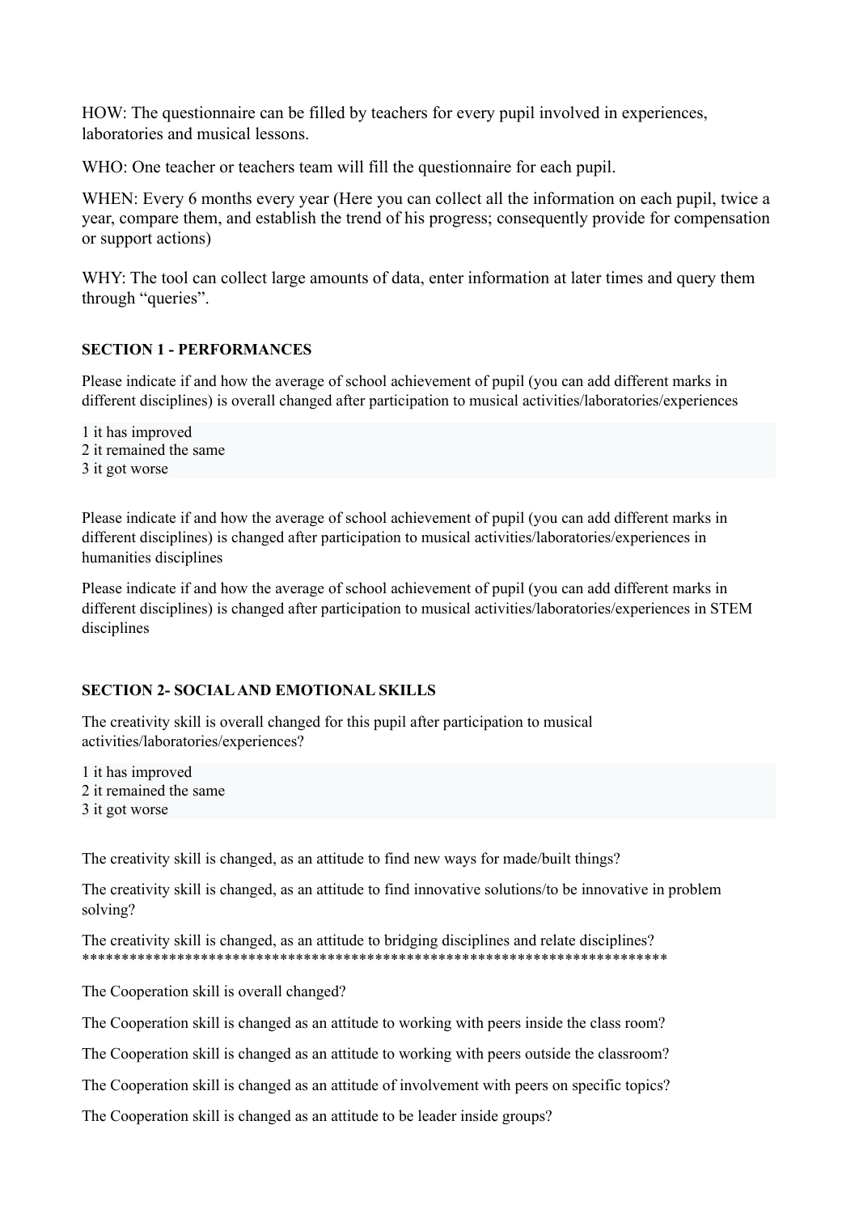HOW: The questionnaire can be filled by teachers for every pupil involved in experiences, laboratories and musical lessons.

WHO: One teacher or teachers team will fill the questionnaire for each pupil.

WHEN: Every 6 months every year (Here you can collect all the information on each pupil, twice a year, compare them, and establish the trend of his progress; consequently provide for compensation or support actions)

WHY: The tool can collect large amounts of data, enter information at later times and query them through "queries".

**SECTION 1 - PERFORMANCES**

Please indicate if and how the average of school achievement of pupil (you can add different marks in different disciplines) is overall changed after participation to musical activities/laboratories/experiences

1 it has improved
2 it remained the same
3 it got worse

Please indicate if and how the average of school achievement of pupil (you can add different marks in different disciplines) is changed after participation to musical activities/laboratories/experiences in humanities disciplines

Please indicate if and how the average of school achievement of pupil (you can add different marks in different disciplines) is changed after participation to musical activities/laboratories/experiences in STEM disciplines

**SECTION 2- SOCIAL AND EMOTIONAL SKILLS**

The creativity skill is overall changed for this pupil after participation to musical activities/laboratories/experiences?

1 it has improved
2 it remained the same
3 it got worse

The creativity skill is changed, as an attitude to find new ways for made/built things?

The creativity skill is changed, as an attitude to find innovative solutions/to be innovative in problem solving?

The creativity skill is changed, as an attitude to bridging disciplines and relate disciplines?
****************************************************************************

The Cooperation skill is overall changed?

The Cooperation skill is changed as an attitude to working with peers inside the class room?

The Cooperation skill is changed as an attitude to working with peers outside the classroom?

The Cooperation skill is changed as an attitude of involvement with peers on specific topics?

The Cooperation skill is changed as an attitude to be leader inside groups?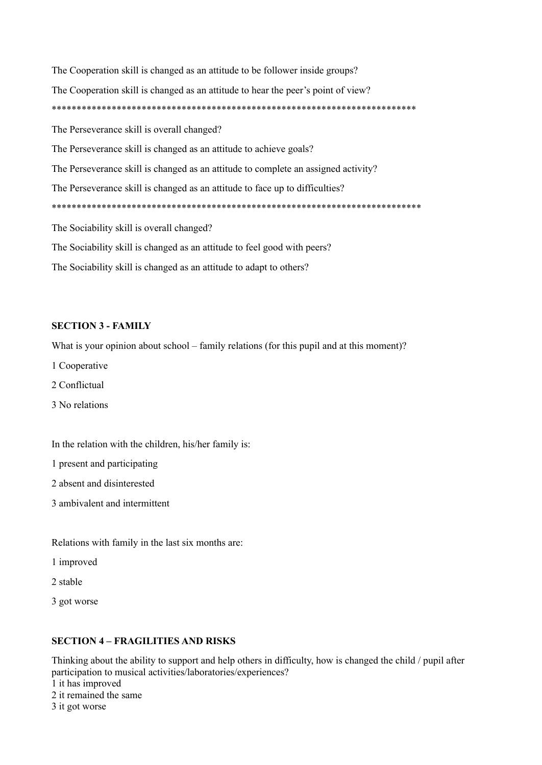The Cooperation skill is changed as an attitude to be follower inside groups?

The Cooperation skill is changed as an attitude to hear the peer's point of view?

**************************************************************************

The Perseverance skill is overall changed?

The Perseverance skill is changed as an attitude to achieve goals?

The Perseverance skill is changed as an attitude to complete an assigned activity?

The Perseverance skill is changed as an attitude to face up to difficulties?

**************************************************************************

The Sociability skill is overall changed?

The Sociability skill is changed as an attitude to feel good with peers?

The Sociability skill is changed as an attitude to adapt to others?

**SECTION 3 - FAMILY**

What is your opinion about school – family relations (for this pupil and at this moment)?

1 Cooperative

2 Conflictual

3 No relations

In the relation with the children, his/her family is:

1 present and participating

2 absent and disinterested

3 ambivalent and intermittent

Relations with family in the last six months are:

1 improved

2 stable

3 got worse

**SECTION 4 – FRAGILITIES AND RISKS**

Thinking about the ability to support and help others in difficulty, how is changed the child / pupil after participation to musical activities/laboratories/experiences?

1 it has improved

2 it remained the same

3 it got worse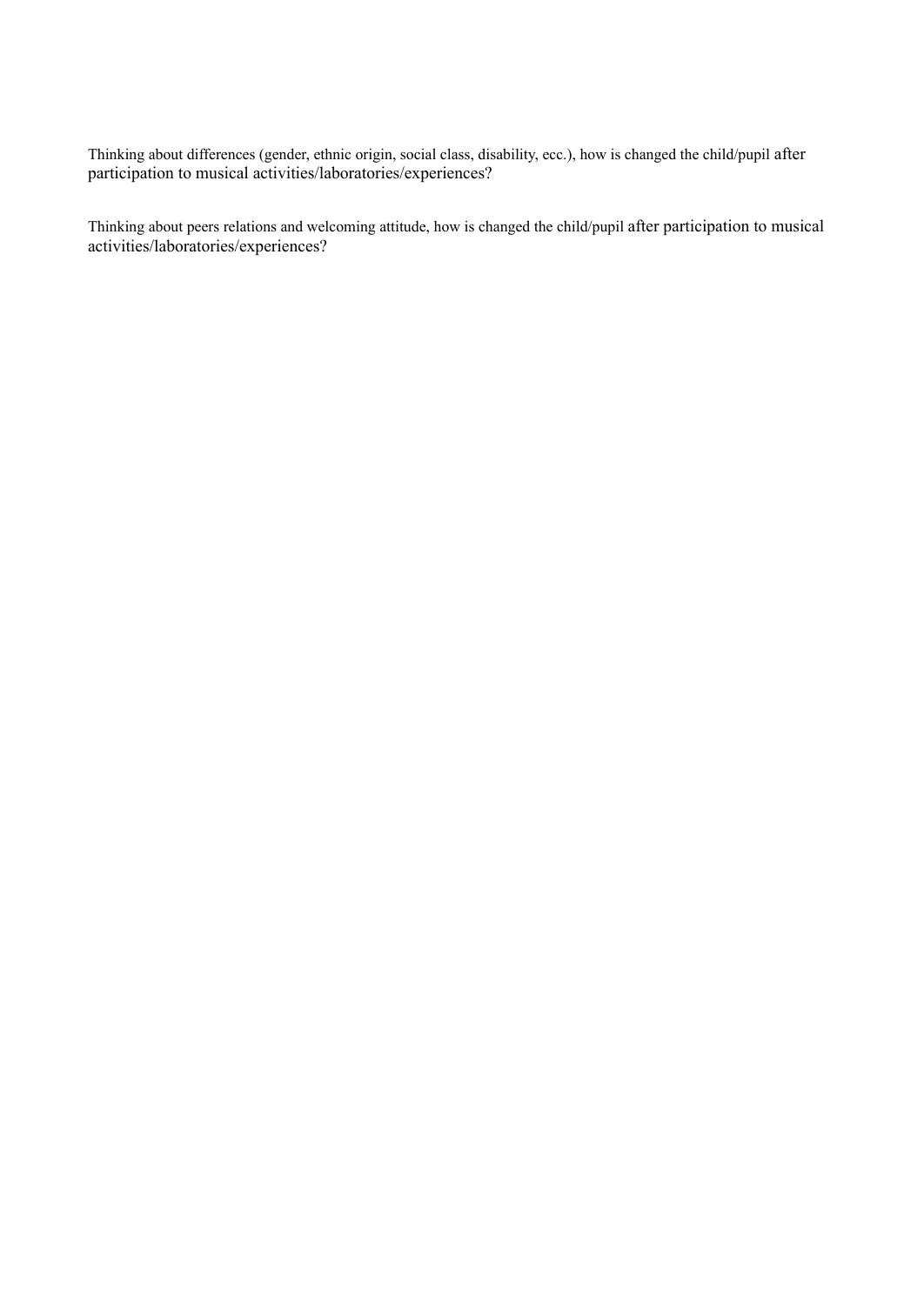Thinking about differences (gender, ethnic origin, social class, disability, ecc.), how is changed the child/pupil after participation to musical activities/laboratories/experiences?

Thinking about peers relations and welcoming attitude, how is changed the child/pupil after participation to musical activities/laboratories/experiences?